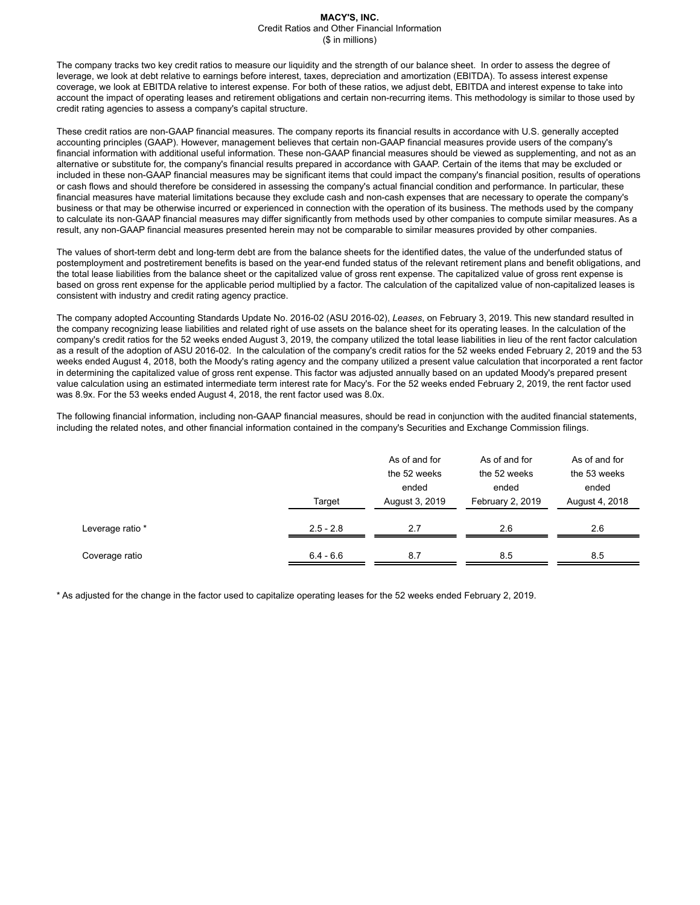# MACY'S, INC.

Credit Ratios and Other Financial Information

($ in millions)

The company tracks two key credit ratios to measure our liquidity and the strength of our balance sheet. In order to assess the degree of leverage, we look at debt relative to earnings before interest, taxes, depreciation and amortization (EBITDA). To assess interest expense coverage, we look at EBITDA relative to interest expense. For both of these ratios, we adjust debt, EBITDA and interest expense to take into account the impact of operating leases and retirement obligations and certain non-recurring items. This methodology is similar to those used by credit rating agencies to assess a company's capital structure.

These credit ratios are non-GAAP financial measures. The company reports its financial results in accordance with U.S. generally accepted accounting principles (GAAP). However, management believes that certain non-GAAP financial measures provide users of the company's financial information with additional useful information. These non-GAAP financial measures should be viewed as supplementing, and not as an alternative or substitute for, the company's financial results prepared in accordance with GAAP. Certain of the items that may be excluded or included in these non-GAAP financial measures may be significant items that could impact the company's financial position, results of operations or cash flows and should therefore be considered in assessing the company's actual financial condition and performance. In particular, these financial measures have material limitations because they exclude cash and non-cash expenses that are necessary to operate the company's business or that may be otherwise incurred or experienced in connection with the operation of its business. The methods used by the company to calculate its non-GAAP financial measures may differ significantly from methods used by other companies to compute similar measures. As a result, any non-GAAP financial measures presented herein may not be comparable to similar measures provided by other companies.

The values of short-term debt and long-term debt are from the balance sheets for the identified dates, the value of the underfunded status of postemployment and postretirement benefits is based on the year-end funded status of the relevant retirement plans and benefit obligations, and the total lease liabilities from the balance sheet or the capitalized value of gross rent expense. The capitalized value of gross rent expense is based on gross rent expense for the applicable period multiplied by a factor. The calculation of the capitalized value of non-capitalized leases is consistent with industry and credit rating agency practice.

The company adopted Accounting Standards Update No. 2016-02 (ASU 2016-02), *Leases*, on February 3, 2019. This new standard resulted in the company recognizing lease liabilities and related right of use assets on the balance sheet for its operating leases. In the calculation of the company's credit ratios for the 52 weeks ended August 3, 2019, the company utilized the total lease liabilities in lieu of the rent factor calculation as a result of the adoption of ASU 2016-02. In the calculation of the company's credit ratios for the 52 weeks ended February 2, 2019 and the 53 weeks ended August 4, 2018, both the Moody's rating agency and the company utilized a present value calculation that incorporated a rent factor in determining the capitalized value of gross rent expense. This factor was adjusted annually based on an updated Moody's prepared present value calculation using an estimated intermediate term interest rate for Macy's. For the 52 weeks ended February 2, 2019, the rent factor used was 8.9x. For the 53 weeks ended August 4, 2018, the rent factor used was 8.0x.

The following financial information, including non-GAAP financial measures, should be read in conjunction with the audited financial statements, including the related notes, and other financial information contained in the company's Securities and Exchange Commission filings.

| | Target | As of and for the 52 weeks ended August 3, 2019 | As of and for the 52 weeks ended February 2, 2019 | As of and for the 53 weeks ended August 4, 2018 |
|---|---|---|---|---|
| Leverage ratio * | 2.5 - 2.8 | 2.7 | 2.6 | 2.6 |
| Coverage ratio | 6.4 - 6.6 | 8.7 | 8.5 | 8.5 |

* As adjusted for the change in the factor used to capitalize operating leases for the 52 weeks ended February 2, 2019.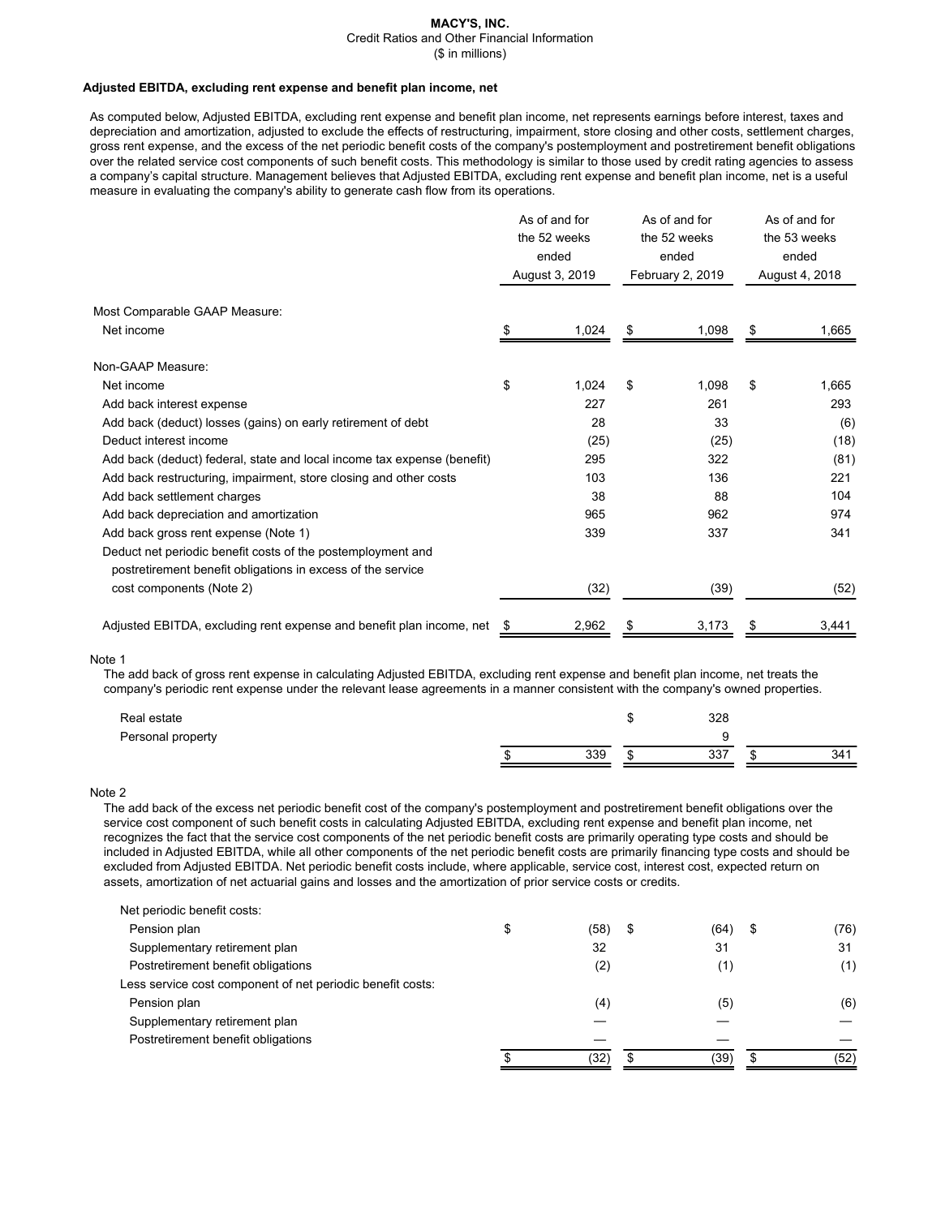**MACY'S, INC.**
Credit Ratios and Other Financial Information
($ in millions)

**Adjusted EBITDA, excluding rent expense and benefit plan income, net**

As computed below, Adjusted EBITDA, excluding rent expense and benefit plan income, net represents earnings before interest, taxes and depreciation and amortization, adjusted to exclude the effects of restructuring, impairment, store closing and other costs, settlement charges, gross rent expense, and the excess of the net periodic benefit costs of the company's postemployment and postretirement benefit obligations over the related service cost components of such benefit costs. This methodology is similar to those used by credit rating agencies to assess a company's capital structure. Management believes that Adjusted EBITDA, excluding rent expense and benefit plan income, net is a useful measure in evaluating the company's ability to generate cash flow from its operations.

| | As of and for the 52 weeks ended August 3, 2019 | As of and for the 52 weeks ended February 2, 2019 | As of and for the 53 weeks ended August 4, 2018 |
|---|---|---|---|
| Most Comparable GAAP Measure: | | | |
| Net income | $ 1,024 | $ 1,098 | $ 1,665 |
| Non-GAAP Measure: | | | |
| Net income | $ 1,024 | $ 1,098 | $ 1,665 |
| Add back interest expense | 227 | 261 | 293 |
| Add back (deduct) losses (gains) on early retirement of debt | 28 | 33 | (6) |
| Deduct interest income | (25) | (25) | (18) |
| Add back (deduct) federal, state and local income tax expense (benefit) | 295 | 322 | (81) |
| Add back restructuring, impairment, store closing and other costs | 103 | 136 | 221 |
| Add back settlement charges | 38 | 88 | 104 |
| Add back depreciation and amortization | 965 | 962 | 974 |
| Add back gross rent expense (Note 1) | 339 | 337 | 341 |
| Deduct net periodic benefit costs of the postemployment and postretirement benefit obligations in excess of the service cost components (Note 2) | (32) | (39) | (52) |
| Adjusted EBITDA, excluding rent expense and benefit plan income, net | $ 2,962 | $ 3,173 | $ 3,441 |

Note 1

The add back of gross rent expense in calculating Adjusted EBITDA, excluding rent expense and benefit plan income, net treats the company's periodic rent expense under the relevant lease agreements in a manner consistent with the company's owned properties.

| | | | |
|---|---|---|---|
| Real estate | | $ 328 | |
| Personal property | | 9 | |
| | $ 339 | $ 337 | $ 341 |

Note 2

The add back of the excess net periodic benefit cost of the company's postemployment and postretirement benefit obligations over the service cost component of such benefit costs in calculating Adjusted EBITDA, excluding rent expense and benefit plan income, net recognizes the fact that the service cost components of the net periodic benefit costs are primarily operating type costs and should be included in Adjusted EBITDA, while all other components of the net periodic benefit costs are primarily financing type costs and should be excluded from Adjusted EBITDA. Net periodic benefit costs include, where applicable, service cost, interest cost, expected return on assets, amortization of net actuarial gains and losses and the amortization of prior service costs or credits.

| | | | |
|---|---|---|---|
| Net periodic benefit costs: | | | |
| Pension plan | $ (58) | $ (64) | $ (76) |
| Supplementary retirement plan | 32 | 31 | 31 |
| Postretirement benefit obligations | (2) | (1) | (1) |
| Less service cost component of net periodic benefit costs: | | | |
| Pension plan | (4) | (5) | (6) |
| Supplementary retirement plan | — | — | — |
| Postretirement benefit obligations | — | — | — |
| | $ (32) | $ (39) | $ (52) |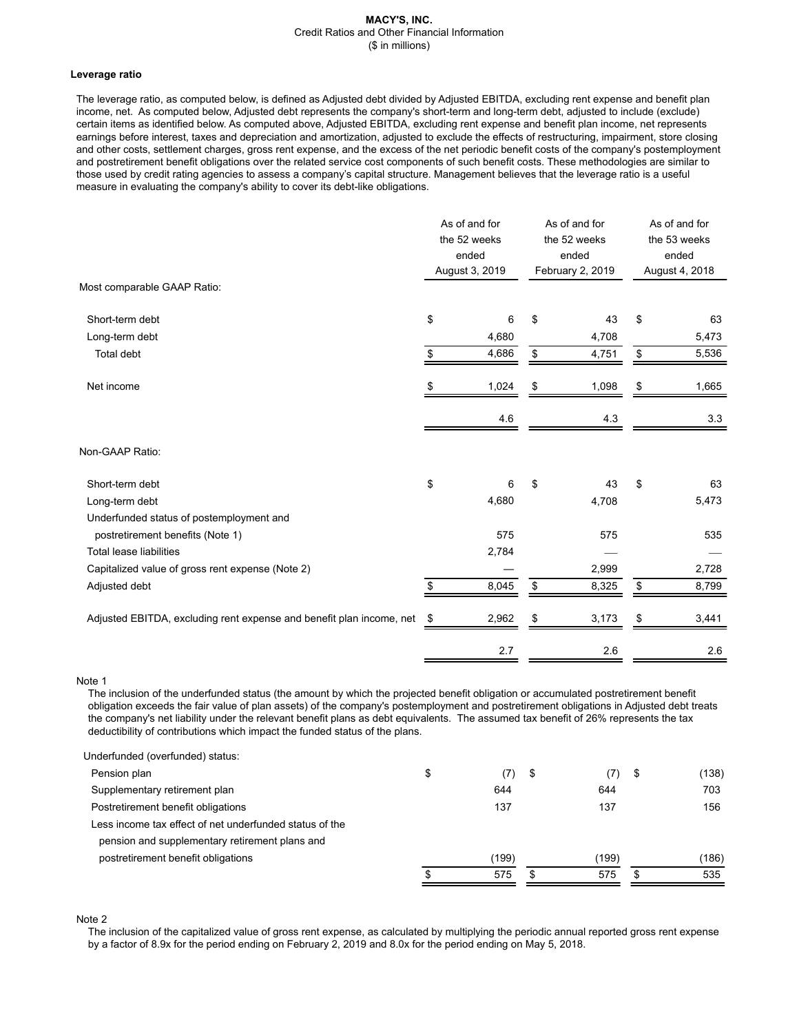**MACY'S, INC.**
Credit Ratios and Other Financial Information
($ in millions)

### Leverage ratio

The leverage ratio, as computed below, is defined as Adjusted debt divided by Adjusted EBITDA, excluding rent expense and benefit plan income, net. As computed below, Adjusted debt represents the company's short-term and long-term debt, adjusted to include (exclude) certain items as identified below. As computed above, Adjusted EBITDA, excluding rent expense and benefit plan income, net represents earnings before interest, taxes and depreciation and amortization, adjusted to exclude the effects of restructuring, impairment, store closing and other costs, settlement charges, gross rent expense, and the excess of the net periodic benefit costs of the company's postemployment and postretirement benefit obligations over the related service cost components of such benefit costs. These methodologies are similar to those used by credit rating agencies to assess a company's capital structure. Management believes that the leverage ratio is a useful measure in evaluating the company's ability to cover its debt-like obligations.

| | As of and for the 52 weeks ended August 3, 2019 | As of and for the 52 weeks ended February 2, 2019 | As of and for the 53 weeks ended August 4, 2018 |
|---|---|---|---|
| Most comparable GAAP Ratio: | | | |
| Short-term debt | $ 6 | $ 43 | $ 63 |
| Long-term debt | 4,680 | 4,708 | 5,473 |
| Total debt | $ 4,686 | $ 4,751 | $ 5,536 |
| Net income | $ 1,024 | $ 1,098 | $ 1,665 |
| | 4.6 | 4.3 | 3.3 |
| Non-GAAP Ratio: | | | |
| Short-term debt | $ 6 | $ 43 | $ 63 |
| Long-term debt | 4,680 | 4,708 | 5,473 |
| Underfunded status of postemployment and postretirement benefits (Note 1) | 575 | 575 | 535 |
| Total lease liabilities | 2,784 | — | — |
| Capitalized value of gross rent expense (Note 2) | — | 2,999 | 2,728 |
| Adjusted debt | $ 8,045 | $ 8,325 | $ 8,799 |
| Adjusted EBITDA, excluding rent expense and benefit plan income, net | $ 2,962 | $ 3,173 | $ 3,441 |
| | 2.7 | 2.6 | 2.6 |

Note 1
The inclusion of the underfunded status (the amount by which the projected benefit obligation or accumulated postretirement benefit obligation exceeds the fair value of plan assets) of the company's postemployment and postretirement obligations in Adjusted debt treats the company's net liability under the relevant benefit plans as debt equivalents. The assumed tax benefit of 26% represents the tax deductibility of contributions which impact the funded status of the plans.

| Underfunded (overfunded) status: | | | |
|---|---|---|---|
| Pension plan | $ (7) | $ (7) | $ (138) |
| Supplementary retirement plan | 644 | 644 | 703 |
| Postretirement benefit obligations | 137 | 137 | 156 |
| Less income tax effect of net underfunded status of the pension and supplementary retirement plans and postretirement benefit obligations | (199) | (199) | (186) |
| | $ 575 | $ 575 | $ 535 |

Note 2
The inclusion of the capitalized value of gross rent expense, as calculated by multiplying the periodic annual reported gross rent expense by a factor of 8.9x for the period ending on February 2, 2019 and 8.0x for the period ending on May 5, 2018.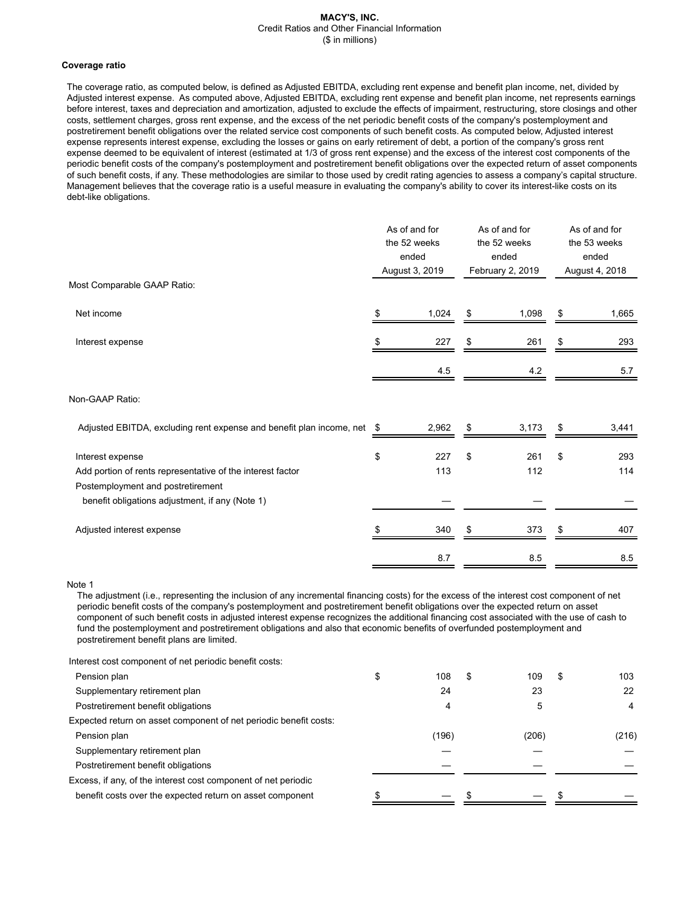**MACY'S, INC.**
Credit Ratios and Other Financial Information
($ in millions)

**Coverage ratio**

The coverage ratio, as computed below, is defined as Adjusted EBITDA, excluding rent expense and benefit plan income, net, divided by Adjusted interest expense. As computed above, Adjusted EBITDA, excluding rent expense and benefit plan income, net represents earnings before interest, taxes and depreciation and amortization, adjusted to exclude the effects of impairment, restructuring, store closings and other costs, settlement charges, gross rent expense, and the excess of the net periodic benefit costs of the company's postemployment and postretirement benefit obligations over the related service cost components of such benefit costs. As computed below, Adjusted interest expense represents interest expense, excluding the losses or gains on early retirement of debt, a portion of the company's gross rent expense deemed to be equivalent of interest (estimated at 1/3 of gross rent expense) and the excess of the interest cost components of the periodic benefit costs of the company's postemployment and postretirement benefit obligations over the expected return of asset components of such benefit costs, if any. These methodologies are similar to those used by credit rating agencies to assess a company's capital structure. Management believes that the coverage ratio is a useful measure in evaluating the company's ability to cover its interest-like costs on its debt-like obligations.

| | As of and for the 52 weeks ended August 3, 2019 | As of and for the 52 weeks ended February 2, 2019 | As of and for the 53 weeks ended August 4, 2018 |
|---|---|---|---|
| Most Comparable GAAP Ratio: | | | |
| Net income | $ 1,024 | $ 1,098 | $ 1,665 |
| Interest expense | $ 227 | $ 261 | $ 293 |
| | 4.5 | 4.2 | 5.7 |
| Non-GAAP Ratio: | | | |
| Adjusted EBITDA, excluding rent expense and benefit plan income, net | $ 2,962 | $ 3,173 | $ 3,441 |
| Interest expense | $ 227 | $ 261 | $ 293 |
| Add portion of rents representative of the interest factor | 113 | 112 | 114 |
| Postemployment and postretirement benefit obligations adjustment, if any (Note 1) | — | — | — |
| Adjusted interest expense | $ 340 | $ 373 | $ 407 |
| | 8.7 | 8.5 | 8.5 |

Note 1

The adjustment (i.e., representing the inclusion of any incremental financing costs) for the excess of the interest cost component of net periodic benefit costs of the company's postemployment and postretirement benefit obligations over the expected return on asset component of such benefit costs in adjusted interest expense recognizes the additional financing cost associated with the use of cash to fund the postemployment and postretirement obligations and also that economic benefits of overfunded postemployment and postretirement benefit plans are limited.

| | | | |
|---|---|---|---|
| Interest cost component of net periodic benefit costs: | | | |
| Pension plan | $ 108 | $ 109 | $ 103 |
| Supplementary retirement plan | 24 | 23 | 22 |
| Postretirement benefit obligations | 4 | 5 | 4 |
| Expected return on asset component of net periodic benefit costs: | | | |
| Pension plan | (196) | (206) | (216) |
| Supplementary retirement plan | — | — | — |
| Postretirement benefit obligations | — | — | — |
| Excess, if any, of the interest cost component of net periodic benefit costs over the expected return on asset component | $ — | $ — | $ — |